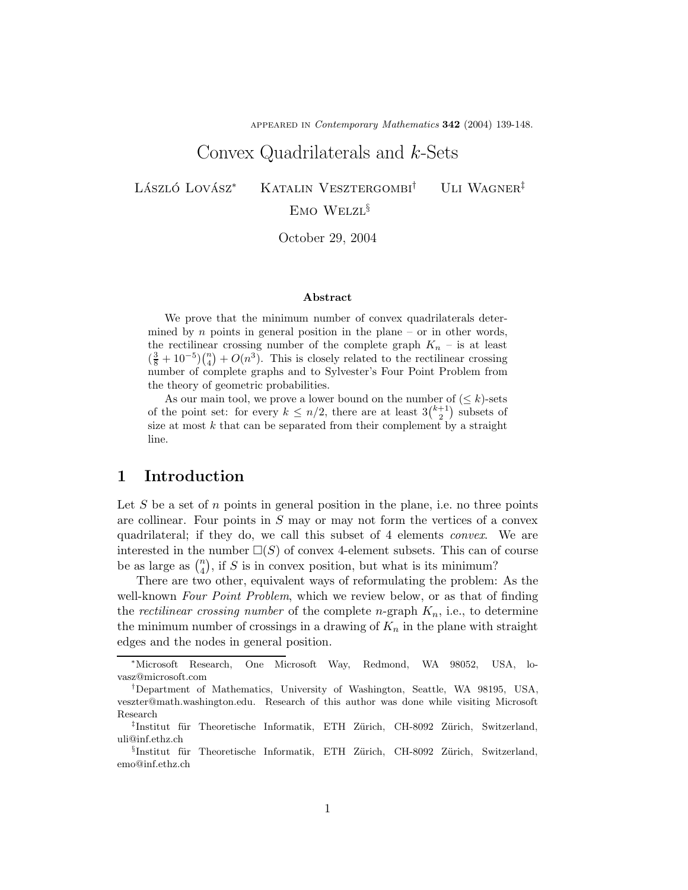APPEARED IN *Contemporary Mathematics* **342** (2004) 139-148.

# Convex Quadrilaterals and $k$-Sets

László Lovász[*] Katalin Vesztergombi[†] Uli Wagner[‡]
Emo Welzl[§]

October 29, 2004

### Abstract

We prove that the minimum number of convex quadrilaterals determined by $n$ points in general position in the plane – or in other words, the rectilinear crossing number of the complete graph $K_n$ – is at least $(\frac{3}{8} + 10^{-5})\binom{n}{4} + O(n^3)$. This is closely related to the rectilinear crossing number of complete graphs and to Sylvester's Four Point Problem from the theory of geometric probabilities.

As our main tool, we prove a lower bound on the number of ($\leq k$)-sets of the point set: for every $k \leq n/2$, there are at least $3\binom{k+1}{2}$ subsets of size at most $k$ that can be separated from their complement by a straight line.

## 1 Introduction

Let $S$ be a set of $n$ points in general position in the plane, i.e. no three points are collinear. Four points in $S$ may or may not form the vertices of a convex quadrilateral; if they do, we call this subset of 4 elements *convex*. We are interested in the number $\square(S)$ of convex 4-element subsets. This can of course be as large as $\binom{n}{4}$, if $S$ is in convex position, but what is its minimum?

There are two other, equivalent ways of reformulating the problem: As the well-known *Four Point Problem*, which we review below, or as that of finding the *rectilinear crossing number* of the complete $n$-graph $K_n$, i.e., to determine the minimum number of crossings in a drawing of $K_n$ in the plane with straight edges and the nodes in general position.

---

[*] Microsoft Research, One Microsoft Way, Redmond, WA 98052, USA, lovasz@microsoft.com

[†] Department of Mathematics, University of Washington, Seattle, WA 98195, USA, veszter@math.washington.edu. Research of this author was done while visiting Microsoft Research

[‡] Institut für Theoretische Informatik, ETH Zürich, CH-8092 Zürich, Switzerland, uli@inf.ethz.ch

[§] Institut für Theoretische Informatik, ETH Zürich, CH-8092 Zürich, Switzerland, emo@inf.ethz.ch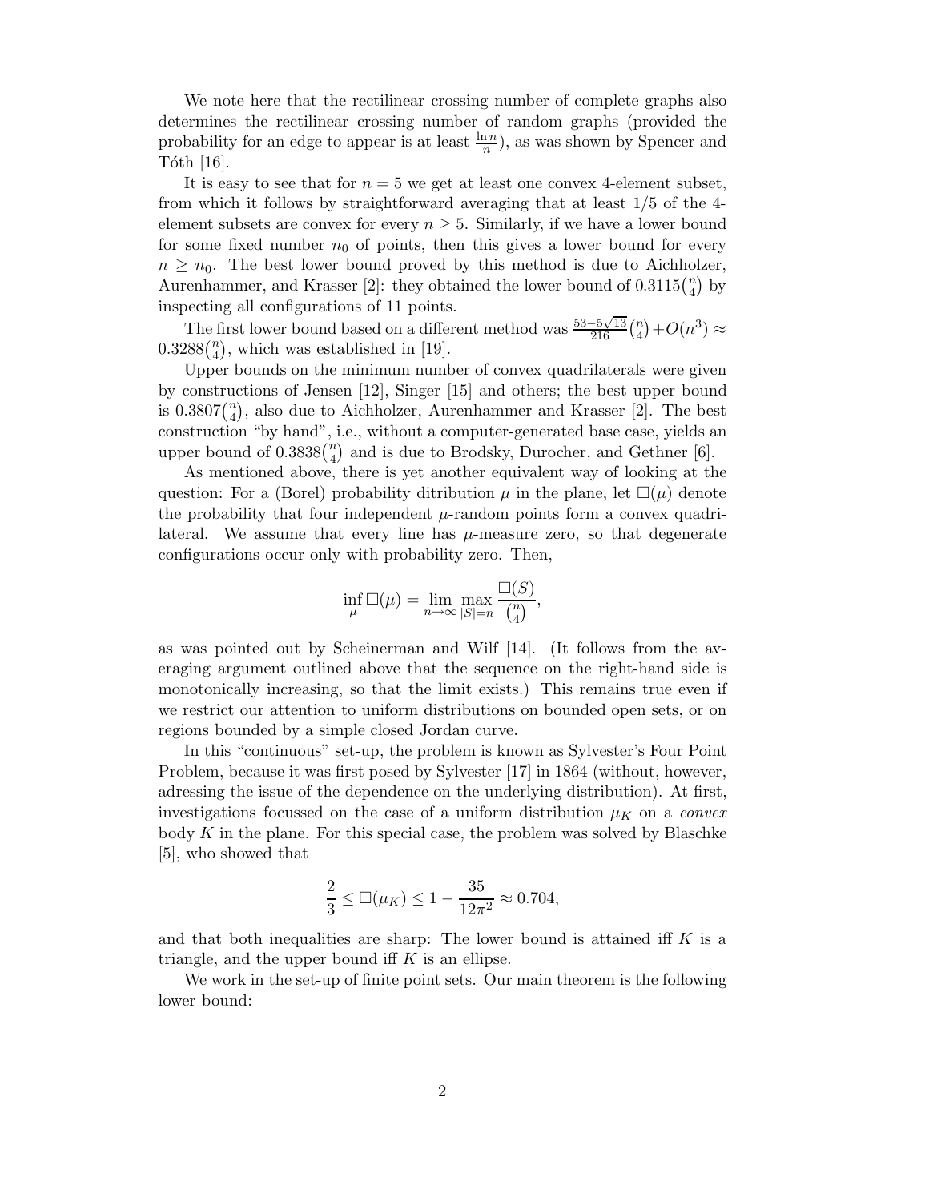We note here that the rectilinear crossing number of complete graphs also determines the rectilinear crossing number of random graphs (provided the probability for an edge to appear is at least $\frac{\ln n}{n}$), as was shown by Spencer and Tóth [16].

It is easy to see that for $n = 5$ we get at least one convex 4-element subset, from which it follows by straightforward averaging that at least 1/5 of the 4-element subsets are convex for every $n \geq 5$. Similarly, if we have a lower bound for some fixed number $n_0$ of points, then this gives a lower bound for every $n \geq n_0$. The best lower bound proved by this method is due to Aichholzer, Aurenhammer, and Krasser [2]: they obtained the lower bound of $0.3115\binom{n}{4}$ by inspecting all configurations of 11 points.

The first lower bound based on a different method was $\frac{53-5\sqrt{13}}{216}\binom{n}{4}+O(n^3) \approx 0.3288\binom{n}{4}$, which was established in [19].

Upper bounds on the minimum number of convex quadrilaterals were given by constructions of Jensen [12], Singer [15] and others; the best upper bound is $0.3807\binom{n}{4}$, also due to Aichholzer, Aurenhammer and Krasser [2]. The best construction "by hand", i.e., without a computer-generated base case, yields an upper bound of $0.3838\binom{n}{4}$ and is due to Brodsky, Durocher, and Gethner [6].

As mentioned above, there is yet another equivalent way of looking at the question: For a (Borel) probability ditribution $\mu$ in the plane, let $\square(\mu)$ denote the probability that four independent $\mu$-random points form a convex quadrilateral. We assume that every line has $\mu$-measure zero, so that degenerate configurations occur only with probability zero. Then,

$$\inf_{\mu} \square(\mu) = \lim_{n\to\infty} \max_{|S|=n} \frac{\square(S)}{\binom{n}{4}},$$

as was pointed out by Scheinerman and Wilf [14]. (It follows from the averaging argument outlined above that the sequence on the right-hand side is monotonically increasing, so that the limit exists.) This remains true even if we restrict our attention to uniform distributions on bounded open sets, or on regions bounded by a simple closed Jordan curve.

In this "continuous" set-up, the problem is known as Sylvester's Four Point Problem, because it was first posed by Sylvester [17] in 1864 (without, however, adressing the issue of the dependence on the underlying distribution). At first, investigations focussed on the case of a uniform distribution $\mu_K$ on a *convex* body $K$ in the plane. For this special case, the problem was solved by Blaschke [5], who showed that

$$\frac{2}{3} \leq \square(\mu_K) \leq 1 - \frac{35}{12\pi^2} \approx 0.704,$$

and that both inequalities are sharp: The lower bound is attained iff $K$ is a triangle, and the upper bound iff $K$ is an ellipse.

We work in the set-up of finite point sets. Our main theorem is the following lower bound: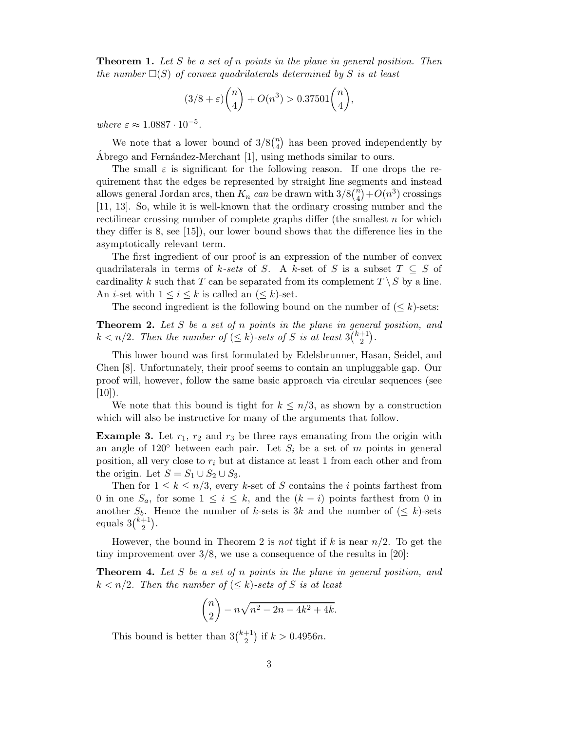**Theorem 1.** *Let $S$ be a set of $n$ points in the plane in general position. Then the number $\square(S)$ of convex quadrilaterals determined by $S$ is at least*

$$(3/8 + \varepsilon)\binom{n}{4} + O(n^3) > 0.37501\binom{n}{4},$$

*where $\varepsilon \approx 1.0887 \cdot 10^{-5}$.*

We note that a lower bound of $3/8\binom{n}{4}$ has been proved independently by Ábrego and Fernández-Merchant [1], using methods similar to ours.

The small $\varepsilon$ is significant for the following reason. If one drops the requirement that the edges be represented by straight line segments and instead allows general Jordan arcs, then $K_n$ *can* be drawn with $3/8\binom{n}{4} + O(n^3)$ crossings [11, 13]. So, while it is well-known that the ordinary crossing number and the rectilinear crossing number of complete graphs differ (the smallest $n$ for which they differ is 8, see [15]), our lower bound shows that the difference lies in the asymptotically relevant term.

The first ingredient of our proof is an expression of the number of convex quadrilaterals in terms of *k-sets* of $S$. A $k$-set of $S$ is a subset $T \subseteq S$ of cardinality $k$ such that $T$ can be separated from its complement $T \setminus S$ by a line. An $i$-set with $1 \leq i \leq k$ is called an $(\leq k)$-set.

The second ingredient is the following bound on the number of $(\leq k)$-sets:

**Theorem 2.** *Let $S$ be a set of $n$ points in the plane in general position, and $k < n/2$. Then the number of $(\leq k)$-sets of $S$ is at least $3\binom{k+1}{2}$.*

This lower bound was first formulated by Edelsbrunner, Hasan, Seidel, and Chen [8]. Unfortunately, their proof seems to contain an unpluggable gap. Our proof will, however, follow the same basic approach via circular sequences (see [10]).

We note that this bound is tight for $k \leq n/3$, as shown by a construction which will also be instructive for many of the arguments that follow.

**Example 3.** Let $r_1$, $r_2$ and $r_3$ be three rays emanating from the origin with an angle of 120° between each pair. Let $S_i$ be a set of $m$ points in general position, all very close to $r_i$ but at distance at least 1 from each other and from the origin. Let $S = S_1 \cup S_2 \cup S_3$.

Then for $1 \leq k \leq n/3$, every $k$-set of $S$ contains the $i$ points farthest from 0 in one $S_a$, for some $1 \leq i \leq k$, and the $(k - i)$ points farthest from 0 in another $S_b$. Hence the number of $k$-sets is $3k$ and the number of $(\leq k)$-sets equals $3\binom{k+1}{2}$.

However, the bound in Theorem 2 is *not* tight if $k$ is near $n/2$. To get the tiny improvement over 3/8, we use a consequence of the results in [20]:

**Theorem 4.** *Let $S$ be a set of $n$ points in the plane in general position, and $k < n/2$. Then the number of $(\leq k)$-sets of $S$ is at least*

$$\binom{n}{2} - n\sqrt{n^2 - 2n - 4k^2 + 4k}.$$

This bound is better than $3\binom{k+1}{2}$ if $k > 0.4956n$.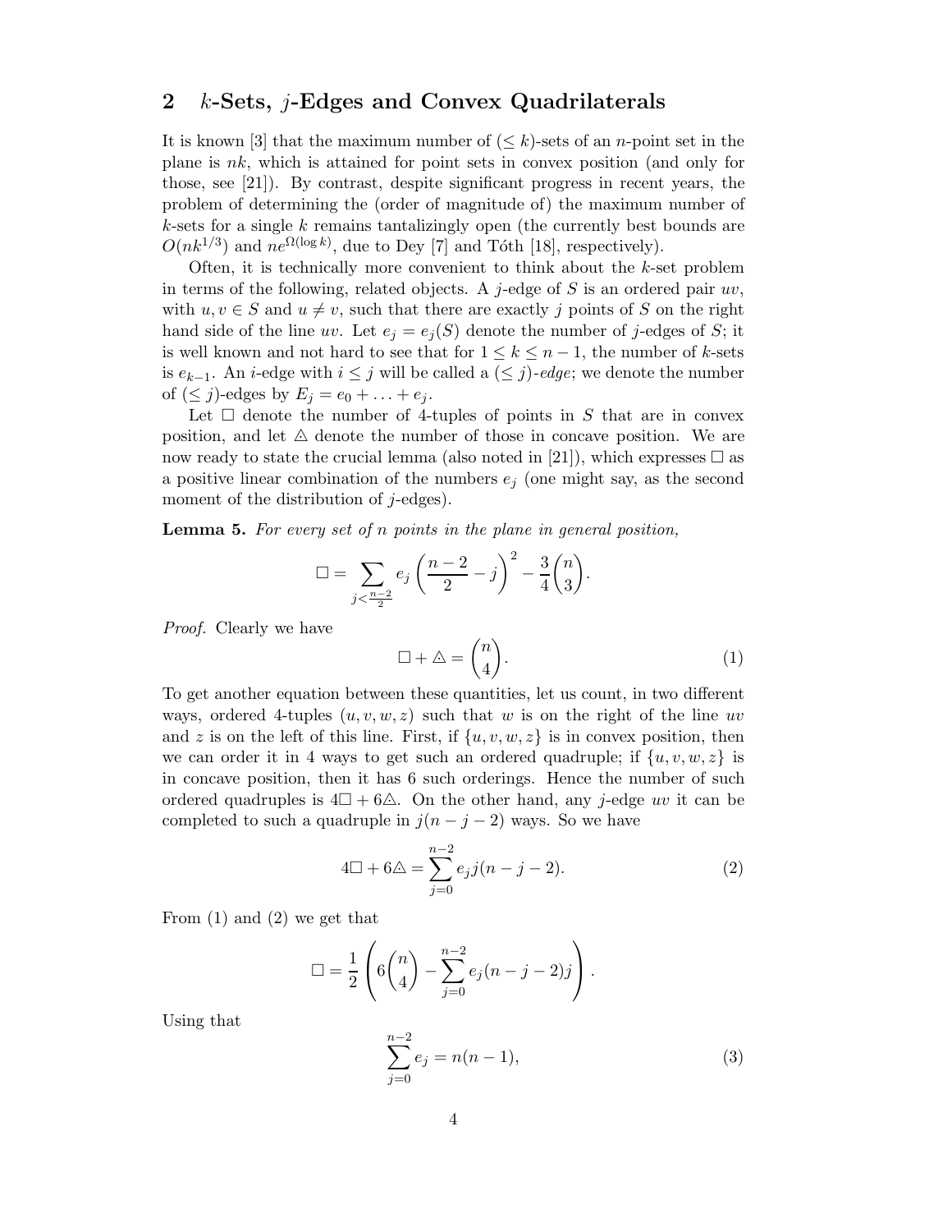## 2 $k$-Sets, $j$-Edges and Convex Quadrilaterals

It is known [3] that the maximum number of $(\leq k)$-sets of an $n$-point set in the plane is $nk$, which is attained for point sets in convex position (and only for those, see [21]). By contrast, despite significant progress in recent years, the problem of determining the (order of magnitude of) the maximum number of $k$-sets for a single $k$ remains tantalizingly open (the currently best bounds are $O(nk^{1/3})$ and $ne^{\Omega(\log k)}$, due to Dey [7] and Tóth [18], respectively).

Often, it is technically more convenient to think about the $k$-set problem in terms of the following, related objects. A $j$-edge of $S$ is an ordered pair $uv$, with $u, v \in S$ and $u \neq v$, such that there are exactly $j$ points of $S$ on the right hand side of the line $uv$. Let $e_j = e_j(S)$ denote the number of $j$-edges of $S$; it is well known and not hard to see that for $1 \leq k \leq n-1$, the number of $k$-sets is $e_{k-1}$. An $i$-edge with $i \leq j$ will be called a $(\leq j)$-*edge*; we denote the number of $(\leq j)$-edges by $E_j = e_0 + \ldots + e_j$.

Let $\square$ denote the number of 4-tuples of points in $S$ that are in convex position, and let $\triangle$ denote the number of those in concave position. We are now ready to state the crucial lemma (also noted in [21]), which expresses $\square$ as a positive linear combination of the numbers $e_j$ (one might say, as the second moment of the distribution of $j$-edges).

**Lemma 5.** *For every set of $n$ points in the plane in general position,*

$$\square = \sum_{j < \frac{n-2}{2}} e_j \left( \frac{n-2}{2} - j \right)^2 - \frac{3}{4} \binom{n}{3}.$$

*Proof.* Clearly we have

$$\square + \triangle = \binom{n}{4}. \tag{1}$$

To get another equation between these quantities, let us count, in two different ways, ordered 4-tuples $(u, v, w, z)$ such that $w$ is on the right of the line $uv$ and $z$ is on the left of this line. First, if $\{u, v, w, z\}$ is in convex position, then we can order it in 4 ways to get such an ordered quadruple; if $\{u, v, w, z\}$ is in concave position, then it has 6 such orderings. Hence the number of such ordered quadruples is $4\square + 6\triangle$. On the other hand, any $j$-edge $uv$ it can be completed to such a quadruple in $j(n-j-2)$ ways. So we have

$$4\square + 6\triangle = \sum_{j=0}^{n-2} e_j j(n-j-2). \tag{2}$$

From (1) and (2) we get that

$$\square = \frac{1}{2} \left( 6\binom{n}{4} - \sum_{j=0}^{n-2} e_j (n-j-2) j \right).$$

Using that

$$\sum_{j=0}^{n-2} e_j = n(n-1), \tag{3}$$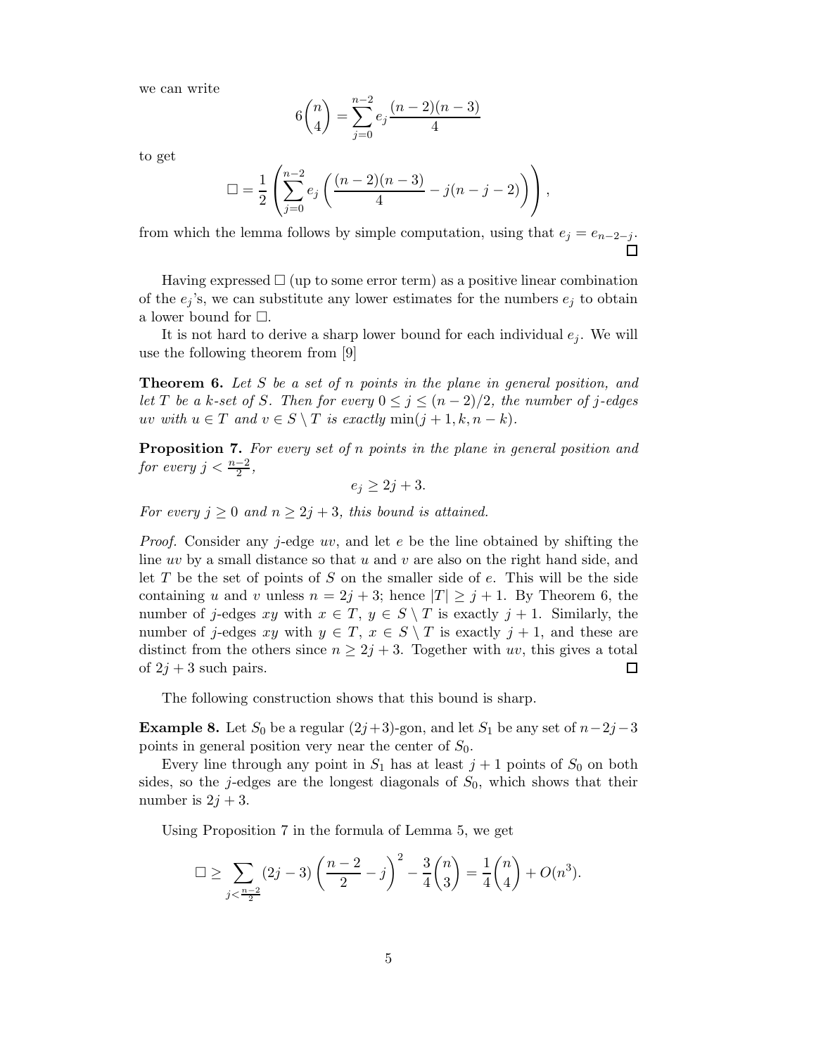we can write

$$6\binom{n}{4} = \sum_{j=0}^{n-2} e_j \frac{(n-2)(n-3)}{4}$$

to get

$$\square = \frac{1}{2}\left(\sum_{j=0}^{n-2} e_j \left(\frac{(n-2)(n-3)}{4} - j(n-j-2)\right)\right),$$

from which the lemma follows by simple computation, using that $e_j = e_{n-2-j}$. $\square$

Having expressed $\square$ (up to some error term) as a positive linear combination of the $e_j$'s, we can substitute any lower estimates for the numbers $e_j$ to obtain a lower bound for $\square$.

It is not hard to derive a sharp lower bound for each individual $e_j$. We will use the following theorem from [9]

**Theorem 6.** *Let $S$ be a set of $n$ points in the plane in general position, and let $T$ be a $k$-set of $S$. Then for every $0 \leq j \leq (n-2)/2$, the number of $j$-edges $uv$ with $u \in T$ and $v \in S \setminus T$ is exactly* $\min(j+1, k, n-k)$.

**Proposition 7.** *For every set of $n$ points in the plane in general position and for every $j < \frac{n-2}{2}$,*

$$e_j \geq 2j + 3.$$

*For every $j \geq 0$ and $n \geq 2j+3$, this bound is attained.*

*Proof.* Consider any $j$-edge $uv$, and let $e$ be the line obtained by shifting the line $uv$ by a small distance so that $u$ and $v$ are also on the right hand side, and let $T$ be the set of points of $S$ on the smaller side of $e$. This will be the side containing $u$ and $v$ unless $n = 2j+3$; hence $|T| \geq j+1$. By Theorem 6, the number of $j$-edges $xy$ with $x \in T$, $y \in S \setminus T$ is exactly $j+1$. Similarly, the number of $j$-edges $xy$ with $y \in T$, $x \in S \setminus T$ is exactly $j+1$, and these are distinct from the others since $n \geq 2j+3$. Together with $uv$, this gives a total of $2j+3$ such pairs. $\square$

The following construction shows that this bound is sharp.

**Example 8.** Let $S_0$ be a regular $(2j+3)$-gon, and let $S_1$ be any set of $n-2j-3$ points in general position very near the center of $S_0$.

Every line through any point in $S_1$ has at least $j+1$ points of $S_0$ on both sides, so the $j$-edges are the longest diagonals of $S_0$, which shows that their number is $2j+3$.

Using Proposition 7 in the formula of Lemma 5, we get

$$\square \geq \sum_{j<\frac{n-2}{2}} (2j-3)\left(\frac{n-2}{2} - j\right)^2 - \frac{3}{4}\binom{n}{3} = \frac{1}{4}\binom{n}{4} + O(n^3).$$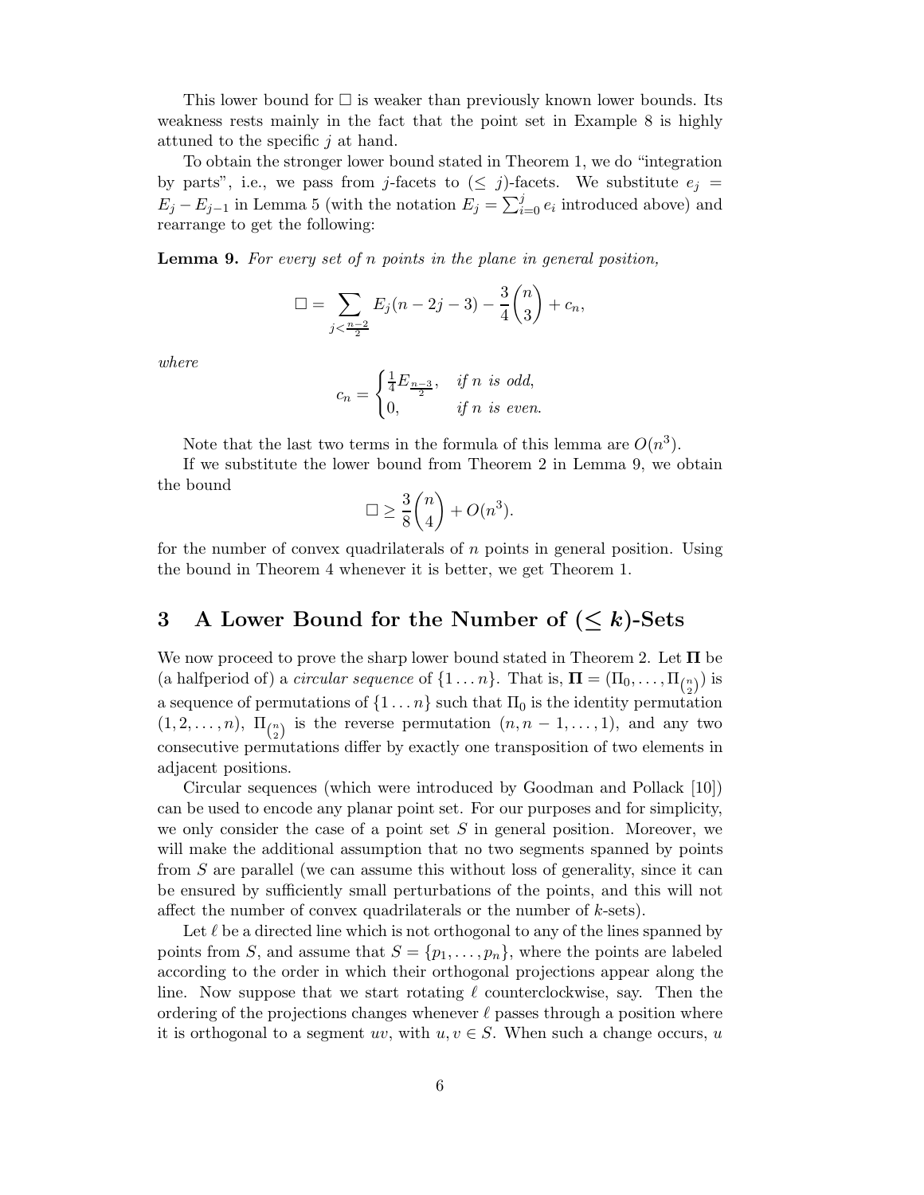This lower bound for $\Box$ is weaker than previously known lower bounds. Its weakness rests mainly in the fact that the point set in Example 8 is highly attuned to the specific $j$ at hand.

To obtain the stronger lower bound stated in Theorem 1, we do "integration by parts", i.e., we pass from $j$-facets to $(\leq j)$-facets. We substitute $e_j = E_j - E_{j-1}$ in Lemma 5 (with the notation $E_j = \sum_{i=0}^{j} e_i$ introduced above) and rearrange to get the following:

**Lemma 9.** *For every set of $n$ points in the plane in general position,*

$$\Box = \sum_{j<\frac{n-2}{2}} E_j(n-2j-3) - \frac{3}{4}\binom{n}{3} + c_n,$$

*where*

$$c_n = \begin{cases} \frac{1}{4}E_{\frac{n-3}{2}}, & \textit{if } n \textit{ is odd,} \\ 0, & \textit{if } n \textit{ is even.} \end{cases}$$

Note that the last two terms in the formula of this lemma are $O(n^3)$.

If we substitute the lower bound from Theorem 2 in Lemma 9, we obtain the bound

$$\Box \geq \frac{3}{8}\binom{n}{4} + O(n^3).$$

for the number of convex quadrilaterals of $n$ points in general position. Using the bound in Theorem 4 whenever it is better, we get Theorem 1.

## 3 A Lower Bound for the Number of $(\leq k)$-Sets

We now proceed to prove the sharp lower bound stated in Theorem 2. Let $\mathbf{\Pi}$ be (a halfperiod of) a *circular sequence* of $\{1 \dots n\}$. That is, $\mathbf{\Pi} = (\Pi_0, \dots, \Pi_{\binom{n}{2}})$ is a sequence of permutations of $\{1 \dots n\}$ such that $\Pi_0$ is the identity permutation $(1, 2, \dots, n)$, $\Pi_{\binom{n}{2}}$ is the reverse permutation $(n, n-1, \dots, 1)$, and any two consecutive permutations differ by exactly one transposition of two elements in adjacent positions.

Circular sequences (which were introduced by Goodman and Pollack [10]) can be used to encode any planar point set. For our purposes and for simplicity, we only consider the case of a point set $S$ in general position. Moreover, we will make the additional assumption that no two segments spanned by points from $S$ are parallel (we can assume this without loss of generality, since it can be ensured by sufficiently small perturbations of the points, and this will not affect the number of convex quadrilaterals or the number of $k$-sets).

Let $\ell$ be a directed line which is not orthogonal to any of the lines spanned by points from $S$, and assume that $S = \{p_1, \dots, p_n\}$, where the points are labeled according to the order in which their orthogonal projections appear along the line. Now suppose that we start rotating $\ell$ counterclockwise, say. Then the ordering of the projections changes whenever $\ell$ passes through a position where it is orthogonal to a segment $uv$, with $u, v \in S$. When such a change occurs, $u$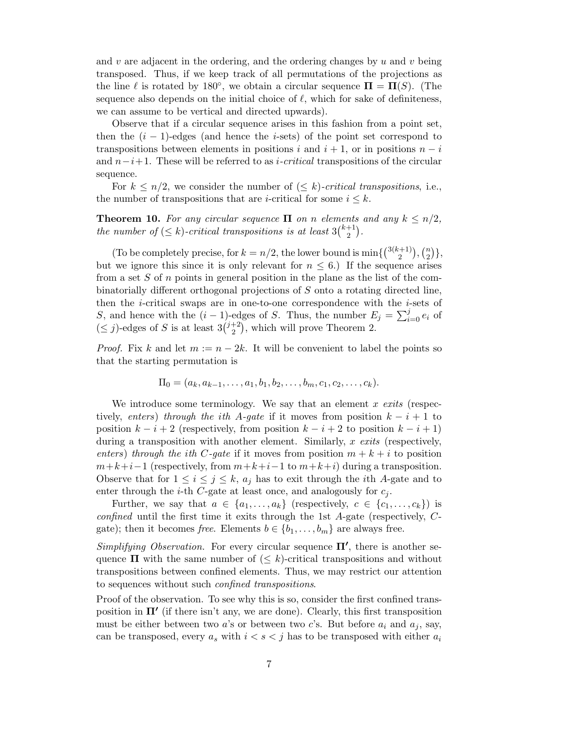and $v$ are adjacent in the ordering, and the ordering changes by $u$ and $v$ being transposed. Thus, if we keep track of all permutations of the projections as the line $\ell$ is rotated by $180^\circ$, we obtain a circular sequence $\mathbf{\Pi} = \mathbf{\Pi}(S)$. (The sequence also depends on the initial choice of $\ell$, which for sake of definiteness, we can assume to be vertical and directed upwards).

Observe that if a circular sequence arises in this fashion from a point set, then the $(i-1)$-edges (and hence the $i$-sets) of the point set correspond to transpositions between elements in positions $i$ and $i+1$, or in positions $n-i$ and $n-i+1$. These will be referred to as *$i$-critical* transpositions of the circular sequence.

For $k \le n/2$, we consider the number of *$(\le k)$-critical transpositions*, i.e., the number of transpositions that are $i$-critical for some $i \le k$.

**Theorem 10.** *For any circular sequence $\mathbf{\Pi}$ on $n$ elements and any $k \le n/2$, the number of $(\le k)$-critical transpositions is at least $3\binom{k+1}{2}$.*

(To be completely precise, for $k = n/2$, the lower bound is $\min\{\binom{3(k+1)}{2}, \binom{n}{2}\}$, but we ignore this since it is only relevant for $n \le 6$.) If the sequence arises from a set $S$ of $n$ points in general position in the plane as the list of the combinatorially different orthogonal projections of $S$ onto a rotating directed line, then the $i$-critical swaps are in one-to-one correspondence with the $i$-sets of $S$, and hence with the $(i-1)$-edges of $S$. Thus, the number $E_j = \sum_{i=0}^{j} e_i$ of $(\le j)$-edges of $S$ is at least $3\binom{j+2}{2}$, which will prove Theorem 2.

*Proof.* Fix $k$ and let $m := n - 2k$. It will be convenient to label the points so that the starting permutation is

$$\Pi_0 = (a_k, a_{k-1}, \ldots, a_1, b_1, b_2, \ldots, b_m, c_1, c_2, \ldots, c_k).$$

We introduce some terminology. We say that an element $x$ *exits* (respectively, *enters*) *through the ith A-gate* if it moves from position $k-i+1$ to position $k-i+2$ (respectively, from position $k-i+2$ to position $k-i+1$) during a transposition with another element. Similarly, $x$ *exits* (respectively, *enters*) *through the ith C-gate* if it moves from position $m+k+i$ to position $m+k+i-1$ (respectively, from $m+k+i-1$ to $m+k+i$) during a transposition. Observe that for $1 \le i \le j \le k$, $a_j$ has to exit through the $i$th $A$-gate and to enter through the $i$-th $C$-gate at least once, and analogously for $c_j$.

Further, we say that $a \in \{a_1, \ldots, a_k\}$ (respectively, $c \in \{c_1, \ldots, c_k\}$) is *confined* until the first time it exits through the 1st $A$-gate (respectively, $C$-gate); then it becomes *free*. Elements $b \in \{b_1, \ldots, b_m\}$ are always free.

*Simplifying Observation.* For every circular sequence $\mathbf{\Pi'}$, there is another sequence $\mathbf{\Pi}$ with the same number of $(\le k)$-critical transpositions and without transpositions between confined elements. Thus, we may restrict our attention to sequences without such *confined transpositions*.

Proof of the observation. To see why this is so, consider the first confined transposition in $\mathbf{\Pi'}$ (if there isn't any, we are done). Clearly, this first transposition must be either between two $a$'s or between two $c$'s. But before $a_i$ and $a_j$, say, can be transposed, every $a_s$ with $i < s < j$ has to be transposed with either $a_i$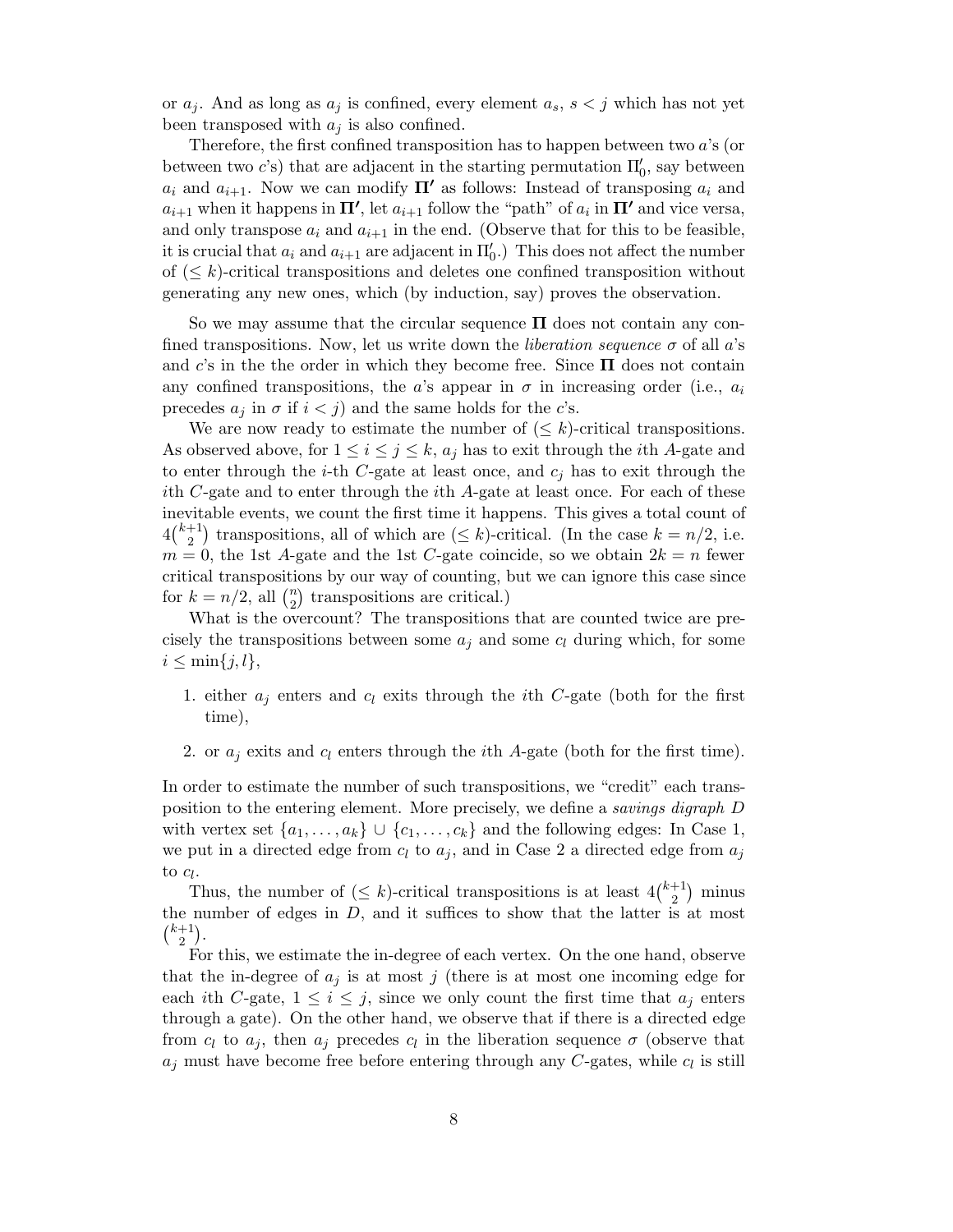or $a_j$. And as long as $a_j$ is confined, every element $a_s$, $s < j$ which has not yet been transposed with $a_j$ is also confined.

Therefore, the first confined transposition has to happen between two $a$'s (or between two $c$'s) that are adjacent in the starting permutation $\Pi_0'$, say between $a_i$ and $a_{i+1}$. Now we can modify $\mathbf{\Pi'}$ as follows: Instead of transposing $a_i$ and $a_{i+1}$ when it happens in $\mathbf{\Pi'}$, let $a_{i+1}$ follow the "path" of $a_i$ in $\mathbf{\Pi'}$ and vice versa, and only transpose $a_i$ and $a_{i+1}$ in the end. (Observe that for this to be feasible, it is crucial that $a_i$ and $a_{i+1}$ are adjacent in $\Pi_0'$.) This does not affect the number of ($\leq k$)-critical transpositions and deletes one confined transposition without generating any new ones, which (by induction, say) proves the observation.

So we may assume that the circular sequence $\mathbf{\Pi}$ does not contain any confined transpositions. Now, let us write down the *liberation sequence* $\sigma$ of all $a$'s and $c$'s in the the order in which they become free. Since $\mathbf{\Pi}$ does not contain any confined transpositions, the $a$'s appear in $\sigma$ in increasing order (i.e., $a_i$ precedes $a_j$ in $\sigma$ if $i < j$) and the same holds for the $c$'s.

We are now ready to estimate the number of ($\leq k$)-critical transpositions. As observed above, for $1 \leq i \leq j \leq k$, $a_j$ has to exit through the $i$th $A$-gate and to enter through the $i$-th $C$-gate at least once, and $c_j$ has to exit through the $i$th $C$-gate and to enter through the $i$th $A$-gate at least once. For each of these inevitable events, we count the first time it happens. This gives a total count of $4\binom{k+1}{2}$ transpositions, all of which are ($\leq k$)-critical. (In the case $k = n/2$, i.e. $m = 0$, the 1st $A$-gate and the 1st $C$-gate coincide, so we obtain $2k = n$ fewer critical transpositions by our way of counting, but we can ignore this case since for $k = n/2$, all $\binom{n}{2}$ transpositions are critical.)

What is the overcount? The transpositions that are counted twice are precisely the transpositions between some $a_j$ and some $c_l$ during which, for some $i \leq \min\{j, l\}$,

1. either $a_j$ enters and $c_l$ exits through the $i$th $C$-gate (both for the first time),
2. or $a_j$ exits and $c_l$ enters through the $i$th $A$-gate (both for the first time).

In order to estimate the number of such transpositions, we "credit" each transposition to the entering element. More precisely, we define a *savings digraph* $D$ with vertex set $\{a_1, \ldots, a_k\} \cup \{c_1, \ldots, c_k\}$ and the following edges: In Case 1, we put in a directed edge from $c_l$ to $a_j$, and in Case 2 a directed edge from $a_j$ to $c_l$.

Thus, the number of ($\leq k$)-critical transpositions is at least $4\binom{k+1}{2}$ minus the number of edges in $D$, and it suffices to show that the latter is at most $\binom{k+1}{2}$.

For this, we estimate the in-degree of each vertex. On the one hand, observe that the in-degree of $a_j$ is at most $j$ (there is at most one incoming edge for each $i$th $C$-gate, $1 \leq i \leq j$, since we only count the first time that $a_j$ enters through a gate). On the other hand, we observe that if there is a directed edge from $c_l$ to $a_j$, then $a_j$ precedes $c_l$ in the liberation sequence $\sigma$ (observe that $a_j$ must have become free before entering through any $C$-gates, while $c_l$ is still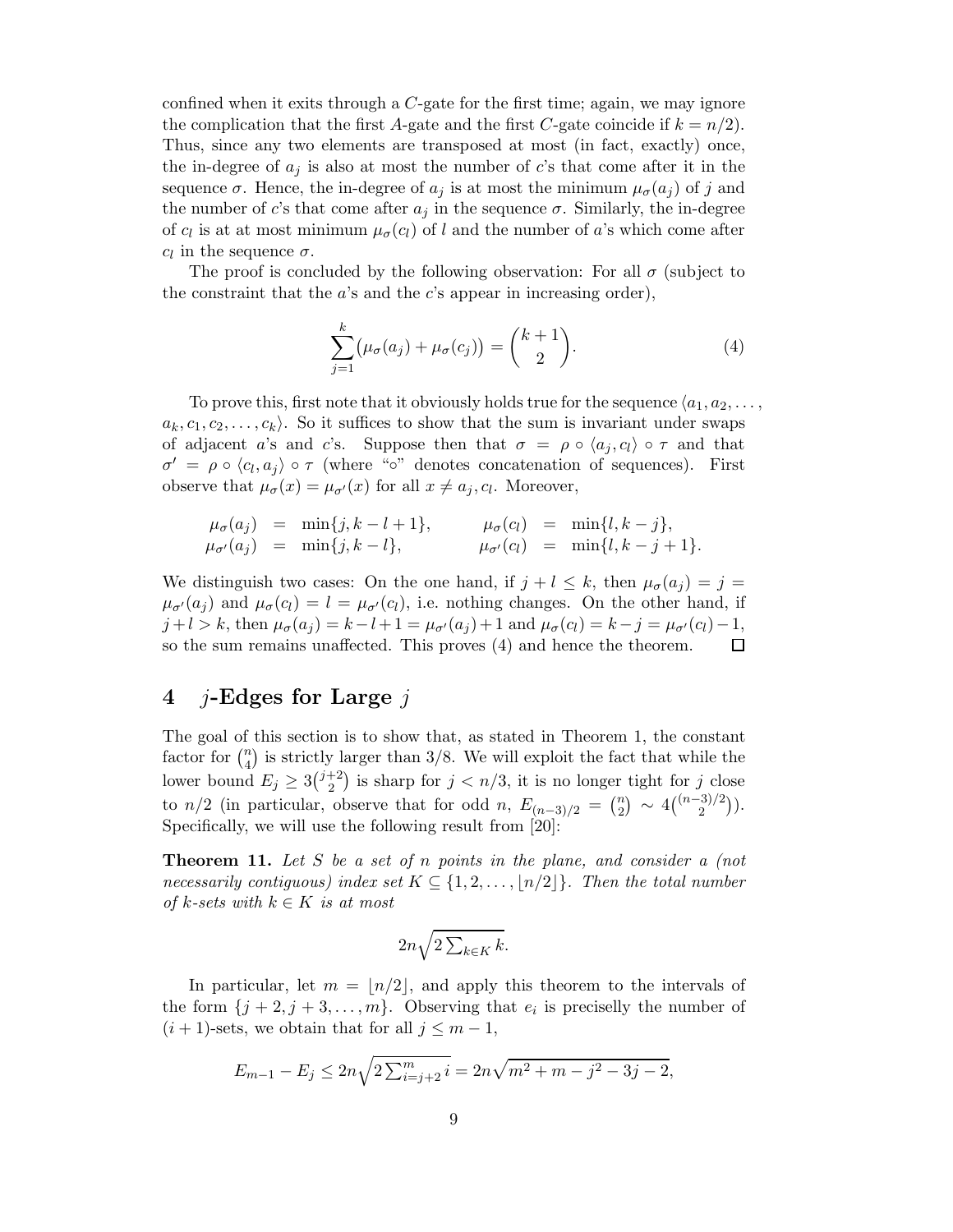confined when it exits through a $C$-gate for the first time; again, we may ignore the complication that the first $A$-gate and the first $C$-gate coincide if $k = n/2$). Thus, since any two elements are transposed at most (in fact, exactly) once, the in-degree of $a_j$ is also at most the number of $c$'s that come after it in the sequence $\sigma$. Hence, the in-degree of $a_j$ is at most the minimum $\mu_\sigma(a_j)$ of $j$ and the number of $c$'s that come after $a_j$ in the sequence $\sigma$. Similarly, the in-degree of $c_l$ is at at most minimum $\mu_\sigma(c_l)$ of $l$ and the number of $a$'s which come after $c_l$ in the sequence $\sigma$.

The proof is concluded by the following observation: For all $\sigma$ (subject to the constraint that the $a$'s and the $c$'s appear in increasing order),

$$\sum_{j=1}^{k} \big(\mu_\sigma(a_j) + \mu_\sigma(c_j)\big) = \binom{k+1}{2}. \tag{4}$$

To prove this, first note that it obviously holds true for the sequence $\langle a_1, a_2, \ldots, a_k, c_1, c_2, \ldots, c_k\rangle$. So it suffices to show that the sum is invariant under swaps of adjacent $a$'s and $c$'s. Suppose then that $\sigma = \rho \circ \langle a_j, c_l\rangle \circ \tau$ and that $\sigma' = \rho \circ \langle c_l, a_j\rangle \circ \tau$ (where "$\circ$" denotes concatenation of sequences). First observe that $\mu_\sigma(x) = \mu_{\sigma'}(x)$ for all $x \neq a_j, c_l$. Moreover,

$$\begin{array}{rclcrcl}
\mu_\sigma(a_j) & = & \min\{j, k-l+1\}, & \qquad & \mu_\sigma(c_l) & = & \min\{l, k-j\}, \\
\mu_{\sigma'}(a_j) & = & \min\{j, k-l\}, & & \mu_{\sigma'}(c_l) & = & \min\{l, k-j+1\}.
\end{array}$$

We distinguish two cases: On the one hand, if $j + l \leq k$, then $\mu_\sigma(a_j) = j = \mu_{\sigma'}(a_j)$ and $\mu_\sigma(c_l) = l = \mu_{\sigma'}(c_l)$, i.e. nothing changes. On the other hand, if $j+l > k$, then $\mu_\sigma(a_j) = k-l+1 = \mu_{\sigma'}(a_j)+1$ and $\mu_\sigma(c_l) = k-j = \mu_{\sigma'}(c_l)-1$, so the sum remains unaffected. This proves (4) and hence the theorem. $\square$

## 4 $j$-Edges for Large $j$

The goal of this section is to show that, as stated in Theorem 1, the constant factor for $\binom{n}{4}$ is strictly larger than 3/8. We will exploit the fact that while the lower bound $E_j \geq 3\binom{j+2}{2}$ is sharp for $j < n/3$, it is no longer tight for $j$ close to $n/2$ (in particular, observe that for odd $n$, $E_{(n-3)/2} = \binom{n}{2} \sim 4\binom{(n-3)/2}{2}$). Specifically, we will use the following result from [20]:

**Theorem 11.** *Let $S$ be a set of $n$ points in the plane, and consider a (not necessarily contiguous) index set $K \subseteq \{1, 2, \ldots, \lfloor n/2 \rfloor\}$. Then the total number of $k$-sets with $k \in K$ is at most*

$$2n\sqrt{2\textstyle\sum_{k\in K} k}.$$

In particular, let $m = \lfloor n/2 \rfloor$, and apply this theorem to the intervals of the form $\{j+2, j+3, \ldots, m\}$. Observing that $e_i$ is precisely the number of $(i+1)$-sets, we obtain that for all $j \leq m-1$,

$$E_{m-1} - E_j \leq 2n\sqrt{2\textstyle\sum_{i=j+2}^{m} i} = 2n\sqrt{m^2 + m - j^2 - 3j - 2},$$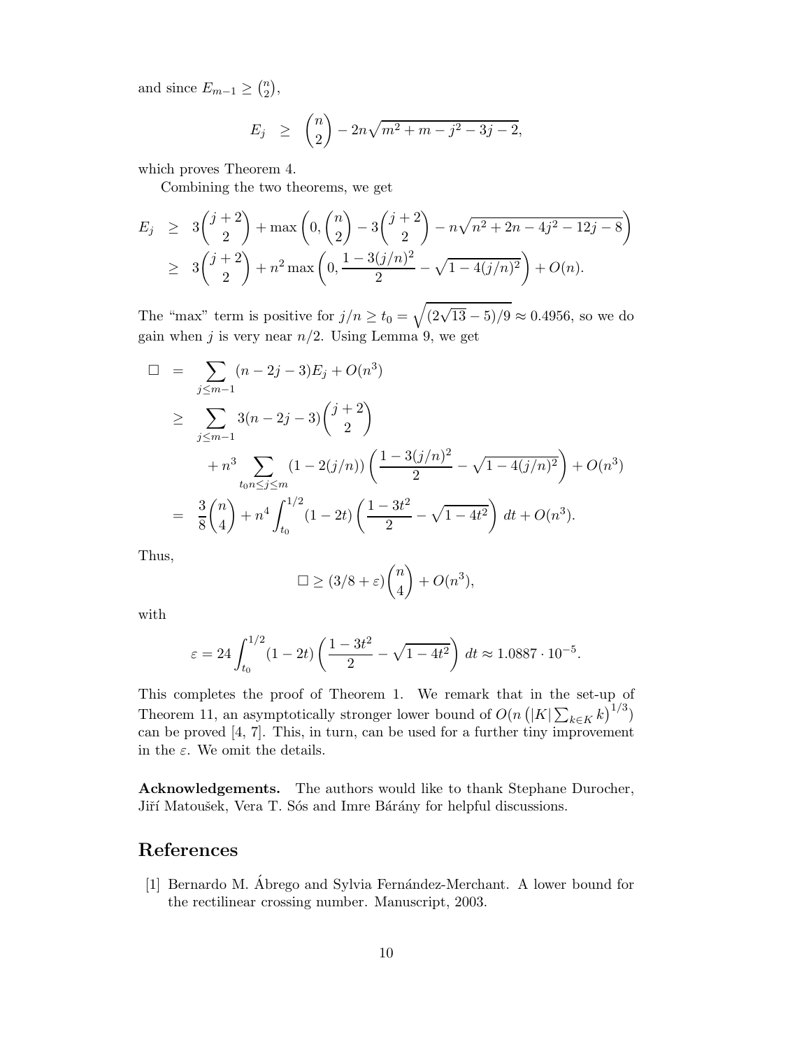and since $E_{m-1} \geq \binom{n}{2}$,

$$E_j \;\; \geq \;\; \binom{n}{2} - 2n\sqrt{m^2 + m - j^2 - 3j - 2},$$

which proves Theorem 4.

Combining the two theorems, we get

$$\begin{aligned}
E_j &\geq 3\binom{j+2}{2} + \max\left(0, \binom{n}{2} - 3\binom{j+2}{2} - n\sqrt{n^2 + 2n - 4j^2 - 12j - 8}\right) \\
&\geq 3\binom{j+2}{2} + n^2 \max\left(0, \frac{1 - 3(j/n)^2}{2} - \sqrt{1 - 4(j/n)^2}\right) + O(n).
\end{aligned}$$

The "max" term is positive for $j/n \geq t_0 = \sqrt{(2\sqrt{13} - 5)/9} \approx 0.4956$, so we do gain when $j$ is very near $n/2$. Using Lemma 9, we get

$$\begin{aligned}
\Box &= \sum_{j \leq m-1} (n - 2j - 3)E_j + O(n^3) \\
&\geq \sum_{j \leq m-1} 3(n - 2j - 3)\binom{j+2}{2} \\
&\quad + n^3 \sum_{t_0 n \leq j \leq m} (1 - 2(j/n))\left(\frac{1 - 3(j/n)^2}{2} - \sqrt{1 - 4(j/n)^2}\right) + O(n^3) \\
&= \frac{3}{8}\binom{n}{4} + n^4 \int_{t_0}^{1/2} (1 - 2t)\left(\frac{1 - 3t^2}{2} - \sqrt{1 - 4t^2}\right)\, dt + O(n^3).
\end{aligned}$$

Thus,

$$\Box \geq (3/8 + \varepsilon)\binom{n}{4} + O(n^3),$$

with

$$\varepsilon = 24 \int_{t_0}^{1/2} (1 - 2t)\left(\frac{1 - 3t^2}{2} - \sqrt{1 - 4t^2}\right)\, dt \approx 1.0887 \cdot 10^{-5}.$$

This completes the proof of Theorem 1. We remark that in the set-up of Theorem 11, an asymptotically stronger lower bound of $O(n\left(|K| \sum_{k \in K} k\right)^{1/3})$ can be proved [4, 7]. This, in turn, can be used for a further tiny improvement in the $\varepsilon$. We omit the details.

**Acknowledgements.** The authors would like to thank Stephane Durocher, Jiří Matoušek, Vera T. Sós and Imre Bárány for helpful discussions.

# References

[1] Bernardo M. Ábrego and Sylvia Fernández-Merchant. A lower bound for the rectilinear crossing number. Manuscript, 2003.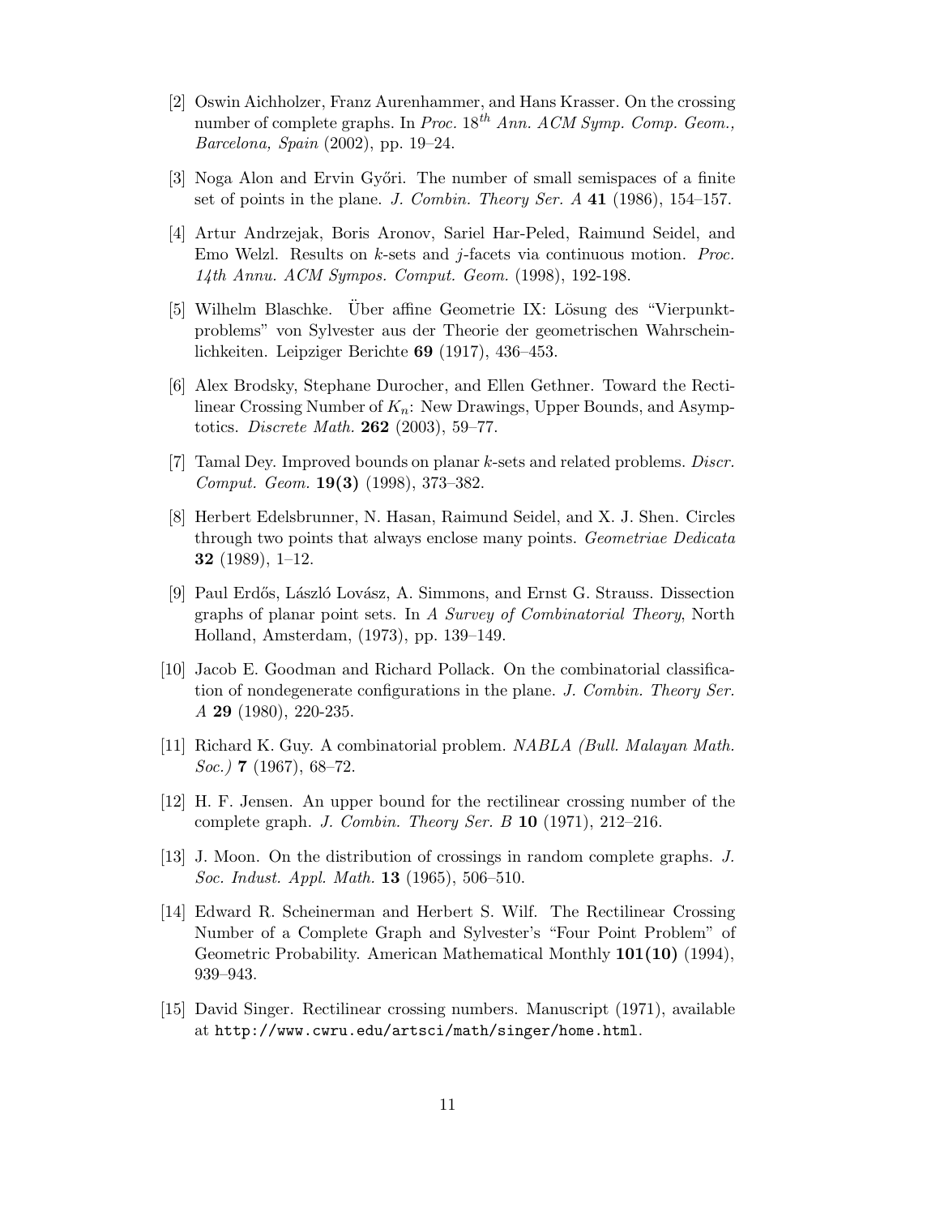[2] Oswin Aichholzer, Franz Aurenhammer, and Hans Krasser. On the crossing number of complete graphs. In *Proc.* $18^{th}$ *Ann. ACM Symp. Comp. Geom., Barcelona, Spain* (2002), pp. 19–24.

[3] Noga Alon and Ervin Győri. The number of small semispaces of a finite set of points in the plane. *J. Combin. Theory Ser. A* **41** (1986), 154–157.

[4] Artur Andrzejak, Boris Aronov, Sariel Har-Peled, Raimund Seidel, and Emo Welzl. Results on $k$-sets and $j$-facets via continuous motion. *Proc. 14th Annu. ACM Sympos. Comput. Geom.* (1998), 192-198.

[5] Wilhelm Blaschke. Über affine Geometrie IX: Lösung des "Vierpunktproblems" von Sylvester aus der Theorie der geometrischen Wahrscheinlichkeiten. Leipziger Berichte **69** (1917), 436–453.

[6] Alex Brodsky, Stephane Durocher, and Ellen Gethner. Toward the Rectilinear Crossing Number of $K_n$: New Drawings, Upper Bounds, and Asymptotics. *Discrete Math.* **262** (2003), 59–77.

[7] Tamal Dey. Improved bounds on planar $k$-sets and related problems. *Discr. Comput. Geom.* **19(3)** (1998), 373–382.

[8] Herbert Edelsbrunner, N. Hasan, Raimund Seidel, and X. J. Shen. Circles through two points that always enclose many points. *Geometriae Dedicata* **32** (1989), 1–12.

[9] Paul Erdős, László Lovász, A. Simmons, and Ernst G. Strauss. Dissection graphs of planar point sets. In *A Survey of Combinatorial Theory*, North Holland, Amsterdam, (1973), pp. 139–149.

[10] Jacob E. Goodman and Richard Pollack. On the combinatorial classification of nondegenerate configurations in the plane. *J. Combin. Theory Ser. A* **29** (1980), 220-235.

[11] Richard K. Guy. A combinatorial problem. *NABLA (Bull. Malayan Math. Soc.)* **7** (1967), 68–72.

[12] H. F. Jensen. An upper bound for the rectilinear crossing number of the complete graph. *J. Combin. Theory Ser. B* **10** (1971), 212–216.

[13] J. Moon. On the distribution of crossings in random complete graphs. *J. Soc. Indust. Appl. Math.* **13** (1965), 506–510.

[14] Edward R. Scheinerman and Herbert S. Wilf. The Rectilinear Crossing Number of a Complete Graph and Sylvester's "Four Point Problem" of Geometric Probability. American Mathematical Monthly **101(10)** (1994), 939–943.

[15] David Singer. Rectilinear crossing numbers. Manuscript (1971), available at `http://www.cwru.edu/artsci/math/singer/home.html`.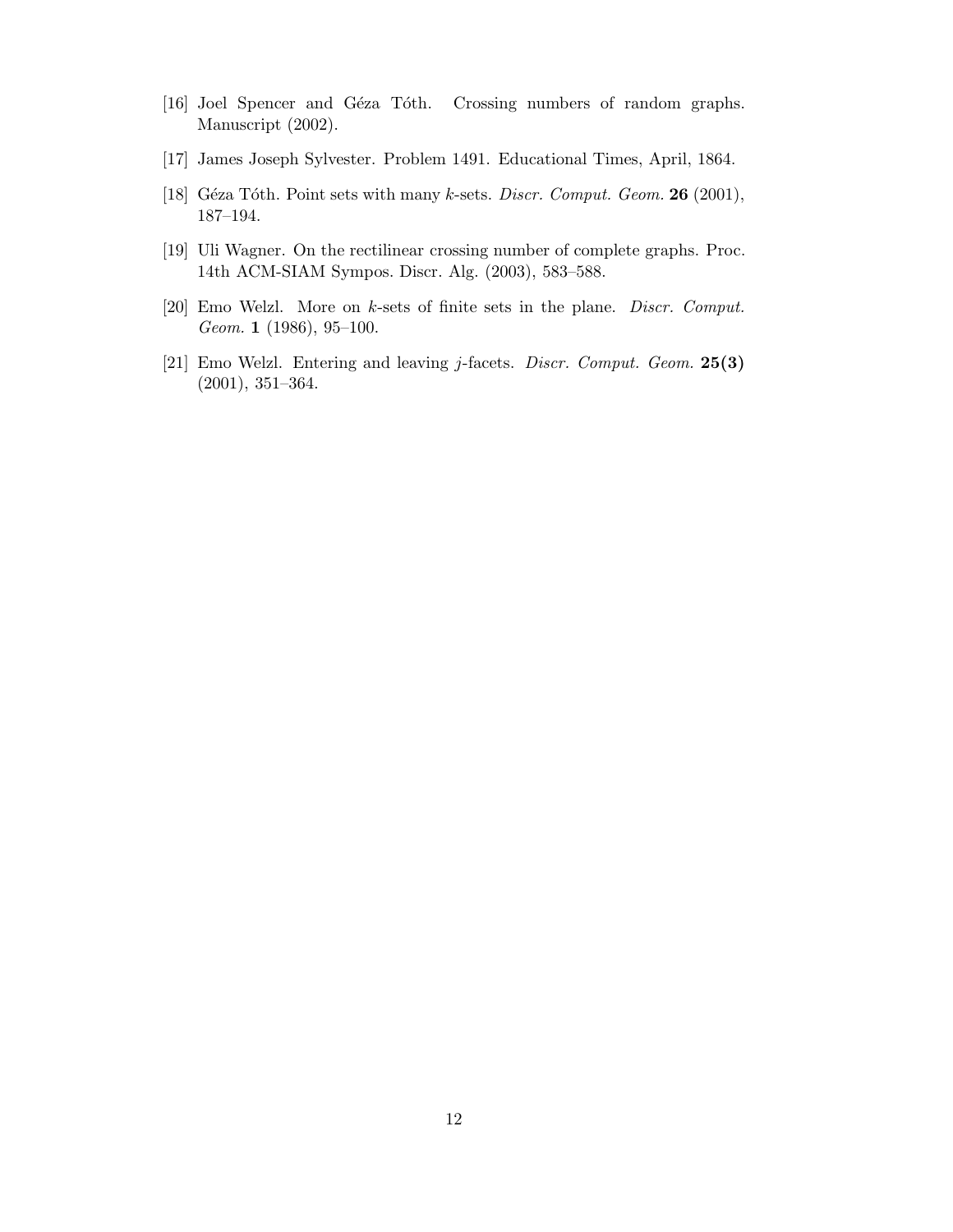[16] Joel Spencer and Géza Tóth. Crossing numbers of random graphs. Manuscript (2002).

[17] James Joseph Sylvester. Problem 1491. Educational Times, April, 1864.

[18] Géza Tóth. Point sets with many $k$-sets. *Discr. Comput. Geom.* **26** (2001), 187–194.

[19] Uli Wagner. On the rectilinear crossing number of complete graphs. Proc. 14th ACM-SIAM Sympos. Discr. Alg. (2003), 583–588.

[20] Emo Welzl. More on $k$-sets of finite sets in the plane. *Discr. Comput. Geom.* **1** (1986), 95–100.

[21] Emo Welzl. Entering and leaving $j$-facets. *Discr. Comput. Geom.* **25(3)** (2001), 351–364.